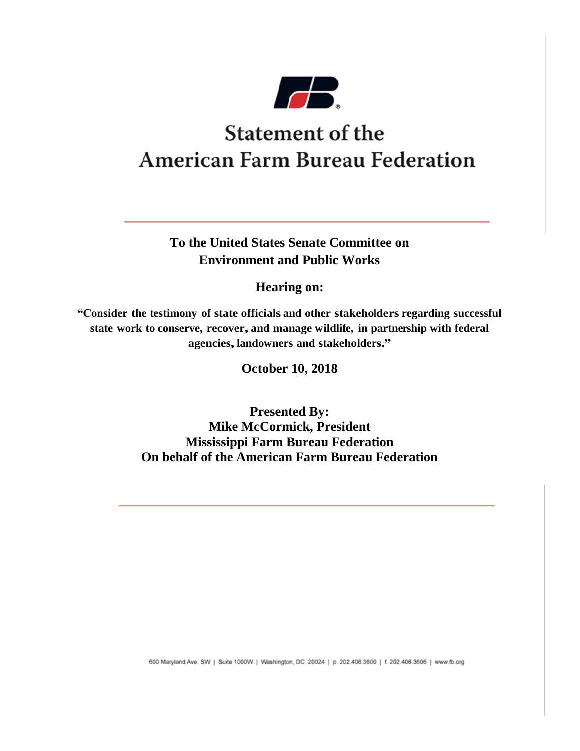# Statement of the American Farm Bureau Federation

**To the United States Senate Committee on Environment and Public Works**

**Hearing on:**

**"Consider the testimony of state officials and other stakeholders regarding successful state work to conserve, recover, and manage wildlife, in partnership with federal agencies, landowners and stakeholders."**

**October 10, 2018**

**Presented By:**
**Mike McCormick, President**
**Mississippi Farm Bureau Federation**
**On behalf of the American Farm Bureau Federation**

600 Maryland Ave. SW | Suite 1000W | Washington, DC 20024 | p. 202.406.3600 | f. 202.406.3606 | www.fb.org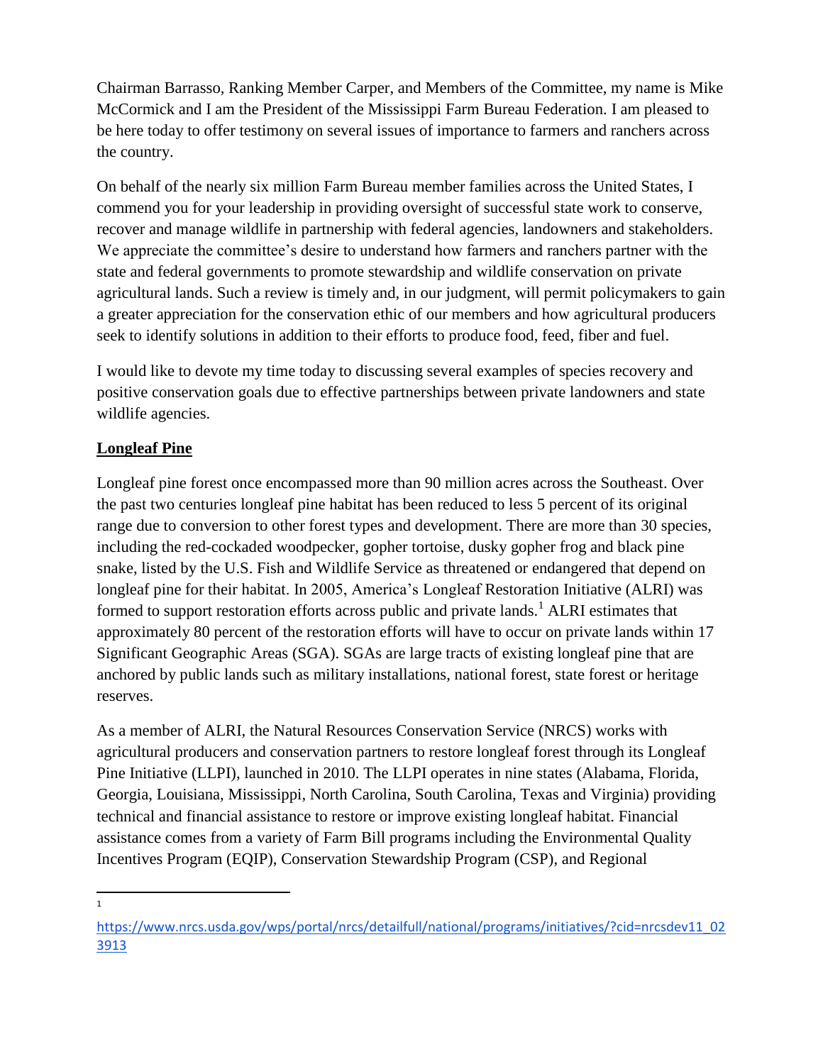Chairman Barrasso, Ranking Member Carper, and Members of the Committee, my name is Mike McCormick and I am the President of the Mississippi Farm Bureau Federation. I am pleased to be here today to offer testimony on several issues of importance to farmers and ranchers across the country.

On behalf of the nearly six million Farm Bureau member families across the United States, I commend you for your leadership in providing oversight of successful state work to conserve, recover and manage wildlife in partnership with federal agencies, landowners and stakeholders. We appreciate the committee's desire to understand how farmers and ranchers partner with the state and federal governments to promote stewardship and wildlife conservation on private agricultural lands. Such a review is timely and, in our judgment, will permit policymakers to gain a greater appreciation for the conservation ethic of our members and how agricultural producers seek to identify solutions in addition to their efforts to produce food, feed, fiber and fuel.

I would like to devote my time today to discussing several examples of species recovery and positive conservation goals due to effective partnerships between private landowners and state wildlife agencies.

**Longleaf Pine**

Longleaf pine forest once encompassed more than 90 million acres across the Southeast. Over the past two centuries longleaf pine habitat has been reduced to less 5 percent of its original range due to conversion to other forest types and development. There are more than 30 species, including the red-cockaded woodpecker, gopher tortoise, dusky gopher frog and black pine snake, listed by the U.S. Fish and Wildlife Service as threatened or endangered that depend on longleaf pine for their habitat. In 2005, America's Longleaf Restoration Initiative (ALRI) was formed to support restoration efforts across public and private lands.[1] ALRI estimates that approximately 80 percent of the restoration efforts will have to occur on private lands within 17 Significant Geographic Areas (SGA). SGAs are large tracts of existing longleaf pine that are anchored by public lands such as military installations, national forest, state forest or heritage reserves.

As a member of ALRI, the Natural Resources Conservation Service (NRCS) works with agricultural producers and conservation partners to restore longleaf forest through its Longleaf Pine Initiative (LLPI), launched in 2010. The LLPI operates in nine states (Alabama, Florida, Georgia, Louisiana, Mississippi, North Carolina, South Carolina, Texas and Virginia) providing technical and financial assistance to restore or improve existing longleaf habitat. Financial assistance comes from a variety of Farm Bill programs including the Environmental Quality Incentives Program (EQIP), Conservation Stewardship Program (CSP), and Regional

---

[1] https://www.nrcs.usda.gov/wps/portal/nrcs/detailfull/national/programs/initiatives/?cid=nrcsdev11_023913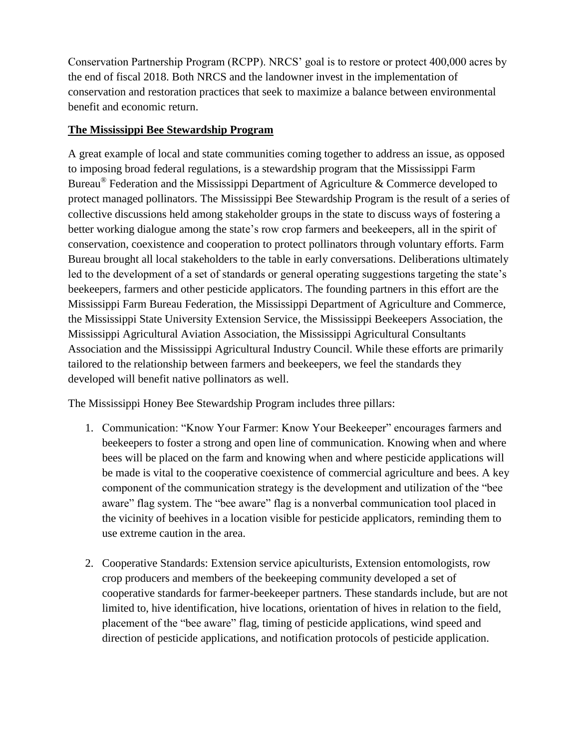Conservation Partnership Program (RCPP). NRCS' goal is to restore or protect 400,000 acres by the end of fiscal 2018. Both NRCS and the landowner invest in the implementation of conservation and restoration practices that seek to maximize a balance between environmental benefit and economic return.

**<u>The Mississippi Bee Stewardship Program</u>**

A great example of local and state communities coming together to address an issue, as opposed to imposing broad federal regulations, is a stewardship program that the Mississippi Farm Bureau® Federation and the Mississippi Department of Agriculture & Commerce developed to protect managed pollinators. The Mississippi Bee Stewardship Program is the result of a series of collective discussions held among stakeholder groups in the state to discuss ways of fostering a better working dialogue among the state's row crop farmers and beekeepers, all in the spirit of conservation, coexistence and cooperation to protect pollinators through voluntary efforts. Farm Bureau brought all local stakeholders to the table in early conversations. Deliberations ultimately led to the development of a set of standards or general operating suggestions targeting the state's beekeepers, farmers and other pesticide applicators. The founding partners in this effort are the Mississippi Farm Bureau Federation, the Mississippi Department of Agriculture and Commerce, the Mississippi State University Extension Service, the Mississippi Beekeepers Association, the Mississippi Agricultural Aviation Association, the Mississippi Agricultural Consultants Association and the Mississippi Agricultural Industry Council. While these efforts are primarily tailored to the relationship between farmers and beekeepers, we feel the standards they developed will benefit native pollinators as well.

The Mississippi Honey Bee Stewardship Program includes three pillars:

1. Communication: "Know Your Farmer: Know Your Beekeeper" encourages farmers and beekeepers to foster a strong and open line of communication. Knowing when and where bees will be placed on the farm and knowing when and where pesticide applications will be made is vital to the cooperative coexistence of commercial agriculture and bees. A key component of the communication strategy is the development and utilization of the "bee aware" flag system. The "bee aware" flag is a nonverbal communication tool placed in the vicinity of beehives in a location visible for pesticide applicators, reminding them to use extreme caution in the area.

2. Cooperative Standards: Extension service apiculturists, Extension entomologists, row crop producers and members of the beekeeping community developed a set of cooperative standards for farmer-beekeeper partners. These standards include, but are not limited to, hive identification, hive locations, orientation of hives in relation to the field, placement of the "bee aware" flag, timing of pesticide applications, wind speed and direction of pesticide applications, and notification protocols of pesticide application.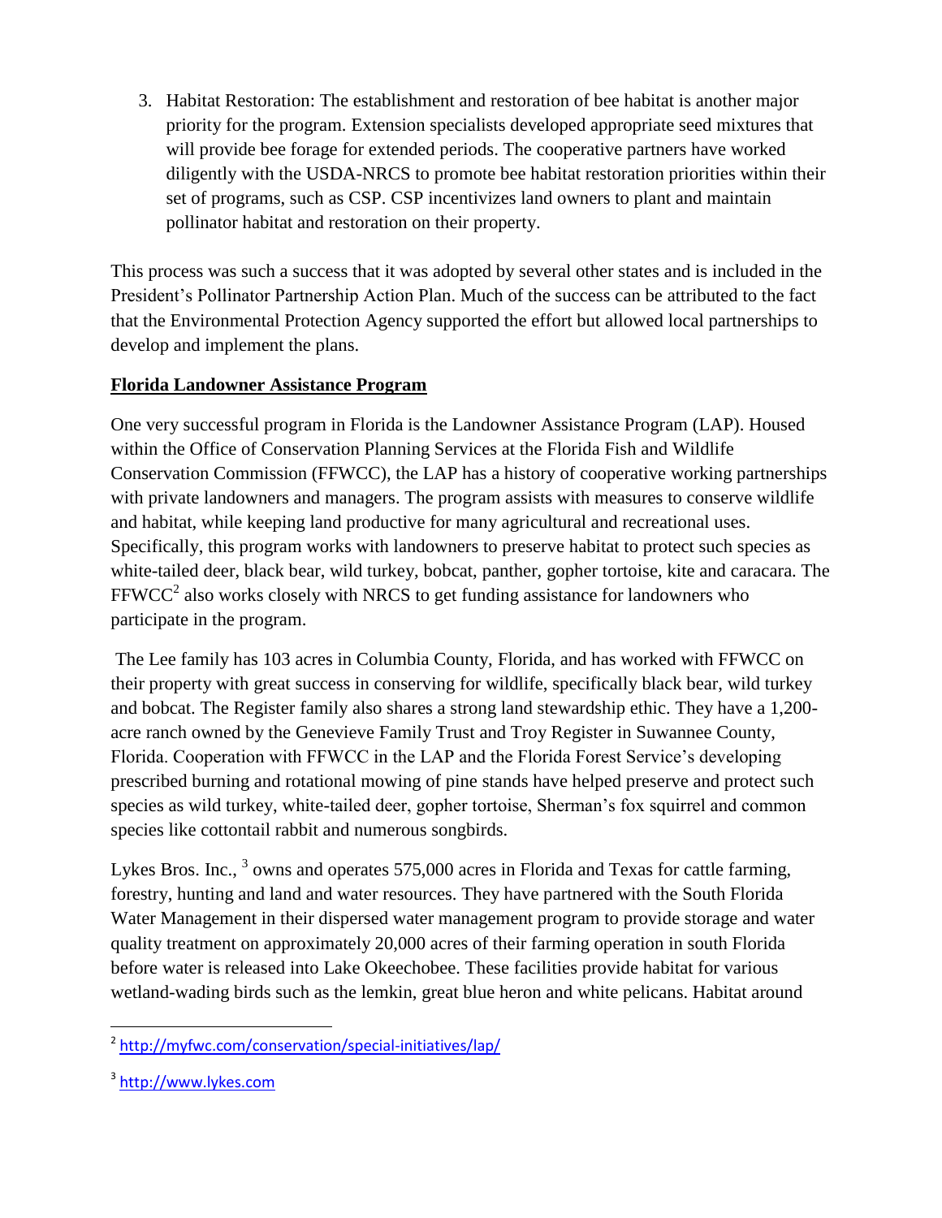3. Habitat Restoration: The establishment and restoration of bee habitat is another major priority for the program. Extension specialists developed appropriate seed mixtures that will provide bee forage for extended periods. The cooperative partners have worked diligently with the USDA-NRCS to promote bee habitat restoration priorities within their set of programs, such as CSP. CSP incentivizes land owners to plant and maintain pollinator habitat and restoration on their property.

This process was such a success that it was adopted by several other states and is included in the President's Pollinator Partnership Action Plan. Much of the success can be attributed to the fact that the Environmental Protection Agency supported the effort but allowed local partnerships to develop and implement the plans.

**Florida Landowner Assistance Program**

One very successful program in Florida is the Landowner Assistance Program (LAP). Housed within the Office of Conservation Planning Services at the Florida Fish and Wildlife Conservation Commission (FFWCC), the LAP has a history of cooperative working partnerships with private landowners and managers. The program assists with measures to conserve wildlife and habitat, while keeping land productive for many agricultural and recreational uses. Specifically, this program works with landowners to preserve habitat to protect such species as white-tailed deer, black bear, wild turkey, bobcat, panther, gopher tortoise, kite and caracara. The FFWCC[2] also works closely with NRCS to get funding assistance for landowners who participate in the program.

The Lee family has 103 acres in Columbia County, Florida, and has worked with FFWCC on their property with great success in conserving for wildlife, specifically black bear, wild turkey and bobcat. The Register family also shares a strong land stewardship ethic. They have a 1,200-acre ranch owned by the Genevieve Family Trust and Troy Register in Suwannee County, Florida. Cooperation with FFWCC in the LAP and the Florida Forest Service's developing prescribed burning and rotational mowing of pine stands have helped preserve and protect such species as wild turkey, white-tailed deer, gopher tortoise, Sherman's fox squirrel and common species like cottontail rabbit and numerous songbirds.

Lykes Bros. Inc., [3] owns and operates 575,000 acres in Florida and Texas for cattle farming, forestry, hunting and land and water resources. They have partnered with the South Florida Water Management in their dispersed water management program to provide storage and water quality treatment on approximately 20,000 acres of their farming operation in south Florida before water is released into Lake Okeechobee. These facilities provide habitat for various wetland-wading birds such as the lemkin, great blue heron and white pelicans. Habitat around

[2] http://myfwc.com/conservation/special-initiatives/lap/

[3] http://www.lykes.com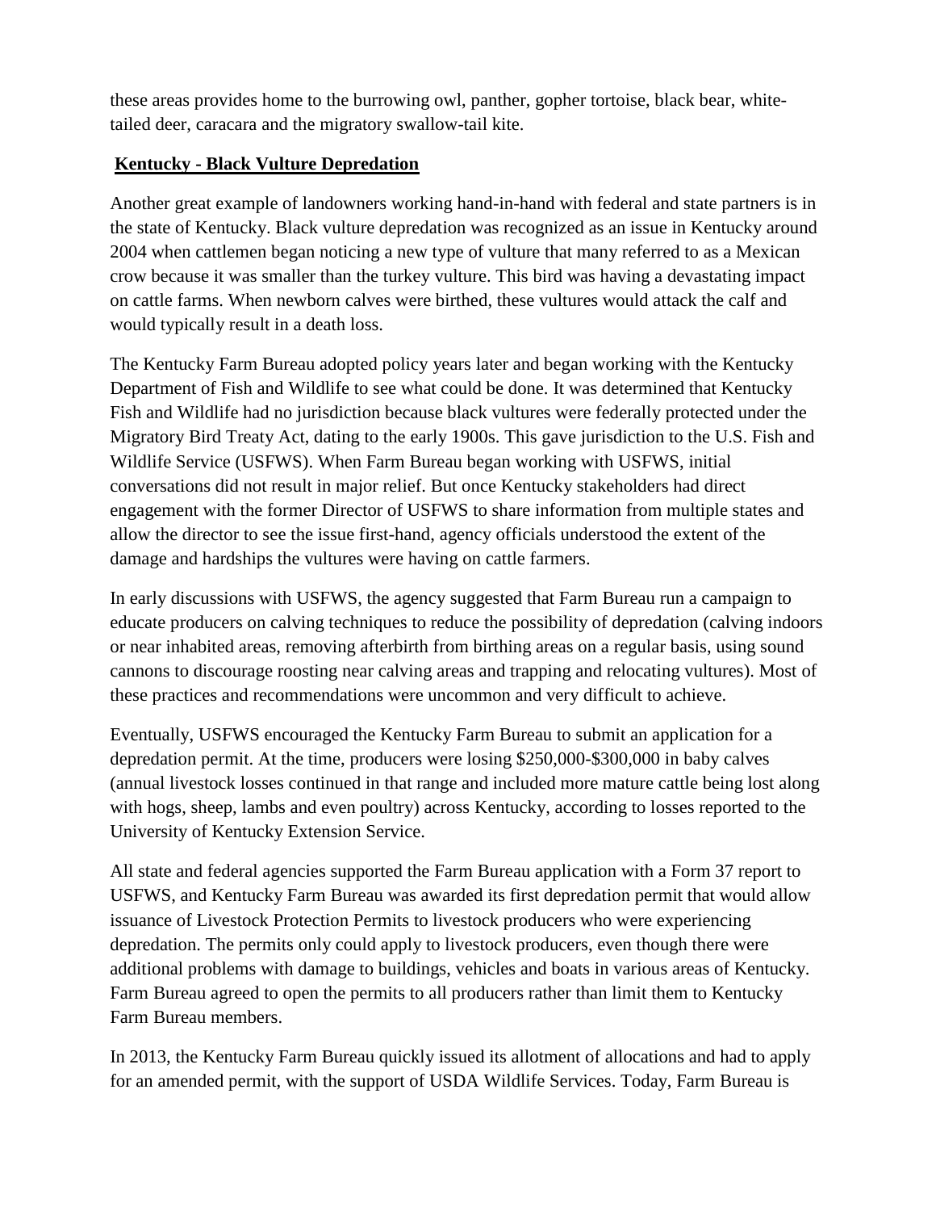these areas provides home to the burrowing owl, panther, gopher tortoise, black bear, white-tailed deer, caracara and the migratory swallow-tail kite.

## Kentucky - Black Vulture Depredation

Another great example of landowners working hand-in-hand with federal and state partners is in the state of Kentucky. Black vulture depredation was recognized as an issue in Kentucky around 2004 when cattlemen began noticing a new type of vulture that many referred to as a Mexican crow because it was smaller than the turkey vulture. This bird was having a devastating impact on cattle farms. When newborn calves were birthed, these vultures would attack the calf and would typically result in a death loss.

The Kentucky Farm Bureau adopted policy years later and began working with the Kentucky Department of Fish and Wildlife to see what could be done. It was determined that Kentucky Fish and Wildlife had no jurisdiction because black vultures were federally protected under the Migratory Bird Treaty Act, dating to the early 1900s. This gave jurisdiction to the U.S. Fish and Wildlife Service (USFWS). When Farm Bureau began working with USFWS, initial conversations did not result in major relief. But once Kentucky stakeholders had direct engagement with the former Director of USFWS to share information from multiple states and allow the director to see the issue first-hand, agency officials understood the extent of the damage and hardships the vultures were having on cattle farmers.

In early discussions with USFWS, the agency suggested that Farm Bureau run a campaign to educate producers on calving techniques to reduce the possibility of depredation (calving indoors or near inhabited areas, removing afterbirth from birthing areas on a regular basis, using sound cannons to discourage roosting near calving areas and trapping and relocating vultures). Most of these practices and recommendations were uncommon and very difficult to achieve.

Eventually, USFWS encouraged the Kentucky Farm Bureau to submit an application for a depredation permit. At the time, producers were losing $250,000-$300,000 in baby calves (annual livestock losses continued in that range and included more mature cattle being lost along with hogs, sheep, lambs and even poultry) across Kentucky, according to losses reported to the University of Kentucky Extension Service.

All state and federal agencies supported the Farm Bureau application with a Form 37 report to USFWS, and Kentucky Farm Bureau was awarded its first depredation permit that would allow issuance of Livestock Protection Permits to livestock producers who were experiencing depredation. The permits only could apply to livestock producers, even though there were additional problems with damage to buildings, vehicles and boats in various areas of Kentucky. Farm Bureau agreed to open the permits to all producers rather than limit them to Kentucky Farm Bureau members.

In 2013, the Kentucky Farm Bureau quickly issued its allotment of allocations and had to apply for an amended permit, with the support of USDA Wildlife Services. Today, Farm Bureau is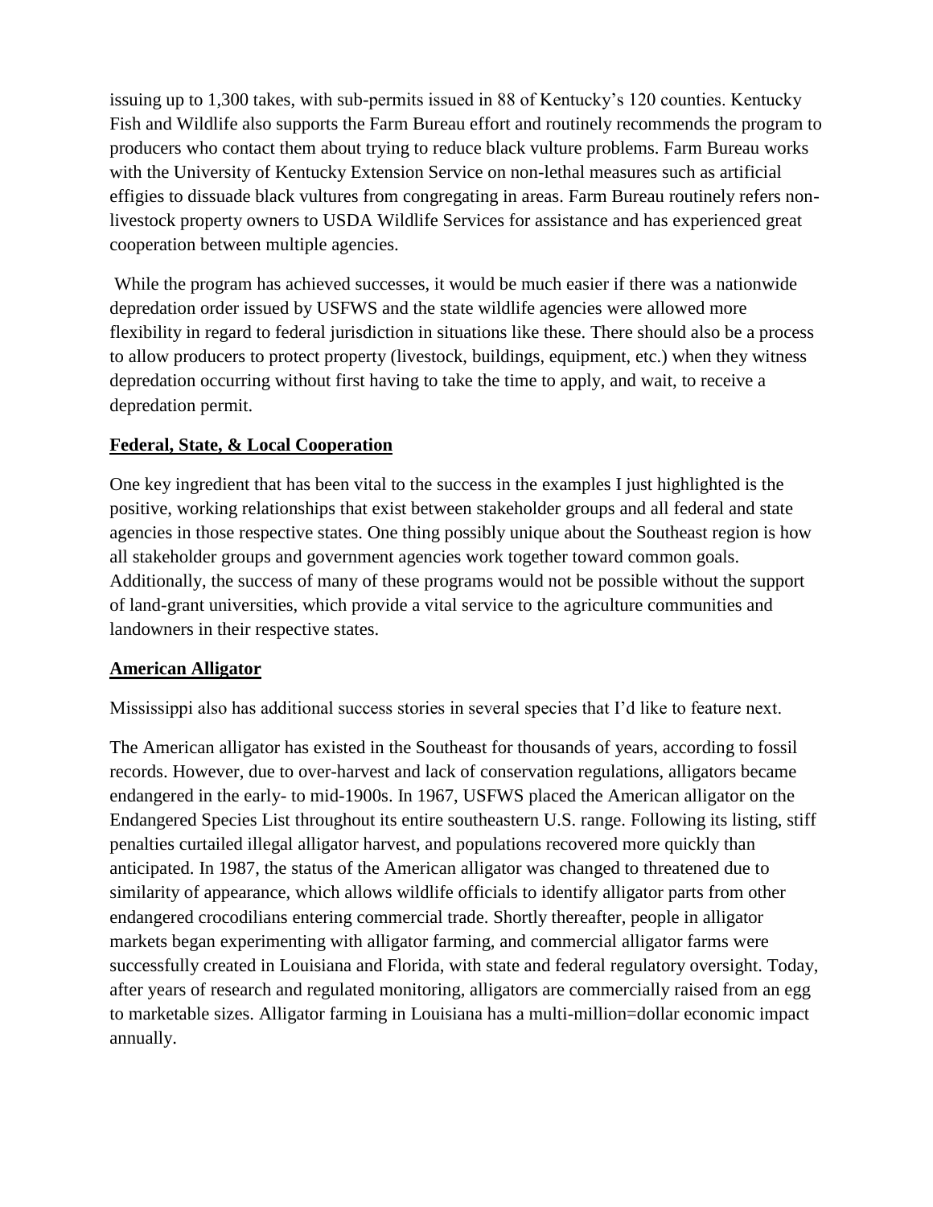issuing up to 1,300 takes, with sub-permits issued in 88 of Kentucky's 120 counties. Kentucky Fish and Wildlife also supports the Farm Bureau effort and routinely recommends the program to producers who contact them about trying to reduce black vulture problems. Farm Bureau works with the University of Kentucky Extension Service on non-lethal measures such as artificial effigies to dissuade black vultures from congregating in areas. Farm Bureau routinely refers non-livestock property owners to USDA Wildlife Services for assistance and has experienced great cooperation between multiple agencies.

While the program has achieved successes, it would be much easier if there was a nationwide depredation order issued by USFWS and the state wildlife agencies were allowed more flexibility in regard to federal jurisdiction in situations like these. There should also be a process to allow producers to protect property (livestock, buildings, equipment, etc.) when they witness depredation occurring without first having to take the time to apply, and wait, to receive a depredation permit.

## Federal, State, & Local Cooperation

One key ingredient that has been vital to the success in the examples I just highlighted is the positive, working relationships that exist between stakeholder groups and all federal and state agencies in those respective states. One thing possibly unique about the Southeast region is how all stakeholder groups and government agencies work together toward common goals. Additionally, the success of many of these programs would not be possible without the support of land-grant universities, which provide a vital service to the agriculture communities and landowners in their respective states.

## American Alligator

Mississippi also has additional success stories in several species that I'd like to feature next.

The American alligator has existed in the Southeast for thousands of years, according to fossil records. However, due to over-harvest and lack of conservation regulations, alligators became endangered in the early- to mid-1900s. In 1967, USFWS placed the American alligator on the Endangered Species List throughout its entire southeastern U.S. range. Following its listing, stiff penalties curtailed illegal alligator harvest, and populations recovered more quickly than anticipated. In 1987, the status of the American alligator was changed to threatened due to similarity of appearance, which allows wildlife officials to identify alligator parts from other endangered crocodilians entering commercial trade. Shortly thereafter, people in alligator markets began experimenting with alligator farming, and commercial alligator farms were successfully created in Louisiana and Florida, with state and federal regulatory oversight. Today, after years of research and regulated monitoring, alligators are commercially raised from an egg to marketable sizes. Alligator farming in Louisiana has a multi-million=dollar economic impact annually.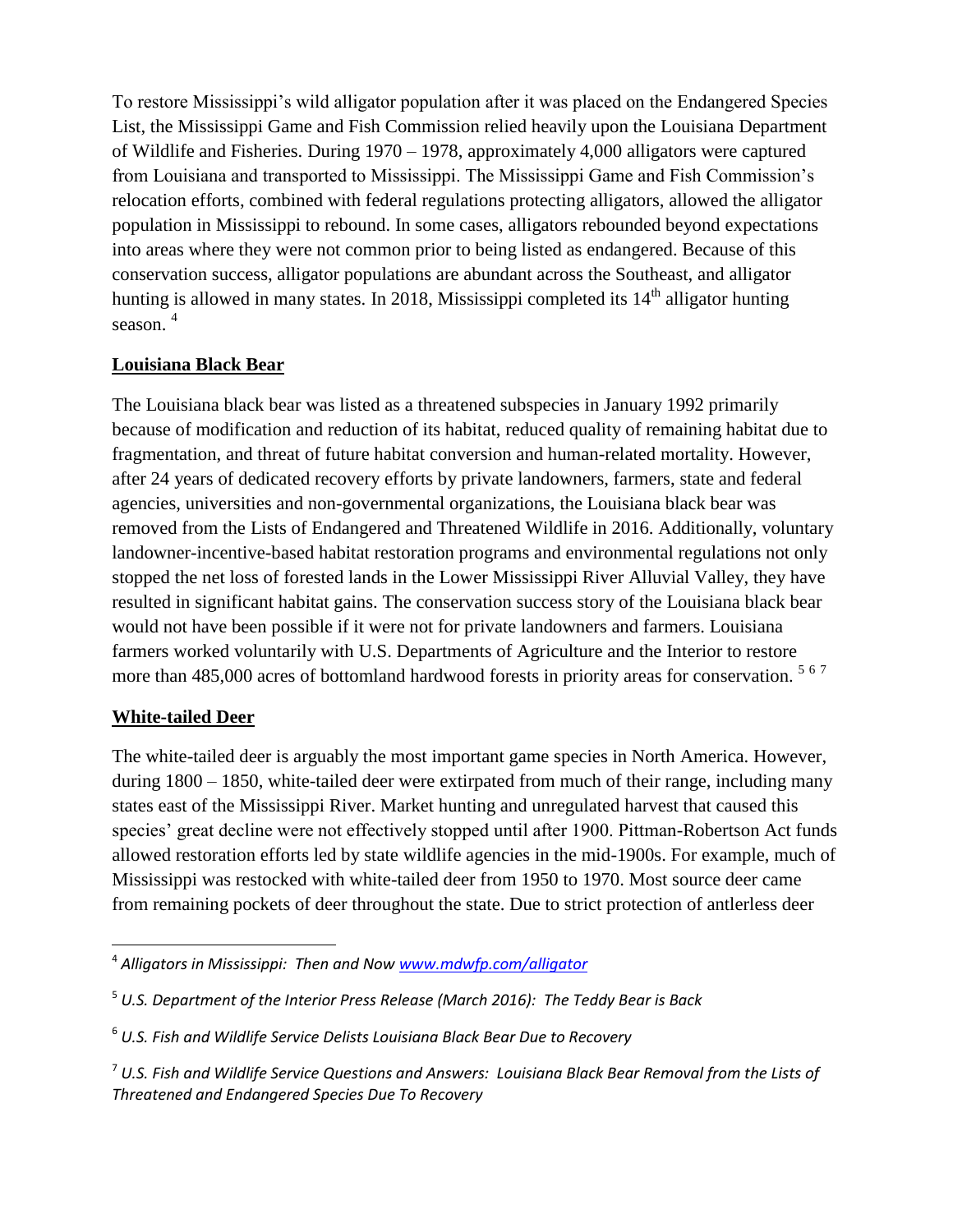To restore Mississippi's wild alligator population after it was placed on the Endangered Species List, the Mississippi Game and Fish Commission relied heavily upon the Louisiana Department of Wildlife and Fisheries. During 1970 – 1978, approximately 4,000 alligators were captured from Louisiana and transported to Mississippi. The Mississippi Game and Fish Commission's relocation efforts, combined with federal regulations protecting alligators, allowed the alligator population in Mississippi to rebound. In some cases, alligators rebounded beyond expectations into areas where they were not common prior to being listed as endangered. Because of this conservation success, alligator populations are abundant across the Southeast, and alligator hunting is allowed in many states. In 2018, Mississippi completed its 14th alligator hunting season. [4]

## Louisiana Black Bear

The Louisiana black bear was listed as a threatened subspecies in January 1992 primarily because of modification and reduction of its habitat, reduced quality of remaining habitat due to fragmentation, and threat of future habitat conversion and human-related mortality. However, after 24 years of dedicated recovery efforts by private landowners, farmers, state and federal agencies, universities and non-governmental organizations, the Louisiana black bear was removed from the Lists of Endangered and Threatened Wildlife in 2016. Additionally, voluntary landowner-incentive-based habitat restoration programs and environmental regulations not only stopped the net loss of forested lands in the Lower Mississippi River Alluvial Valley, they have resulted in significant habitat gains. The conservation success story of the Louisiana black bear would not have been possible if it were not for private landowners and farmers. Louisiana farmers worked voluntarily with U.S. Departments of Agriculture and the Interior to restore more than 485,000 acres of bottomland hardwood forests in priority areas for conservation. [5] [6] [7]

## White-tailed Deer

The white-tailed deer is arguably the most important game species in North America. However, during 1800 – 1850, white-tailed deer were extirpated from much of their range, including many states east of the Mississippi River. Market hunting and unregulated harvest that caused this species' great decline were not effectively stopped until after 1900. Pittman-Robertson Act funds allowed restoration efforts led by state wildlife agencies in the mid-1900s. For example, much of Mississippi was restocked with white-tailed deer from 1950 to 1970. Most source deer came from remaining pockets of deer throughout the state. Due to strict protection of antlerless deer

---

[4] *Alligators in Mississippi: Then and Now* [www.mdwfp.com/alligator](www.mdwfp.com/alligator)

[5] *U.S. Department of the Interior Press Release (March 2016): The Teddy Bear is Back*

[6] *U.S. Fish and Wildlife Service Delists Louisiana Black Bear Due to Recovery*

[7] *U.S. Fish and Wildlife Service Questions and Answers: Louisiana Black Bear Removal from the Lists of Threatened and Endangered Species Due To Recovery*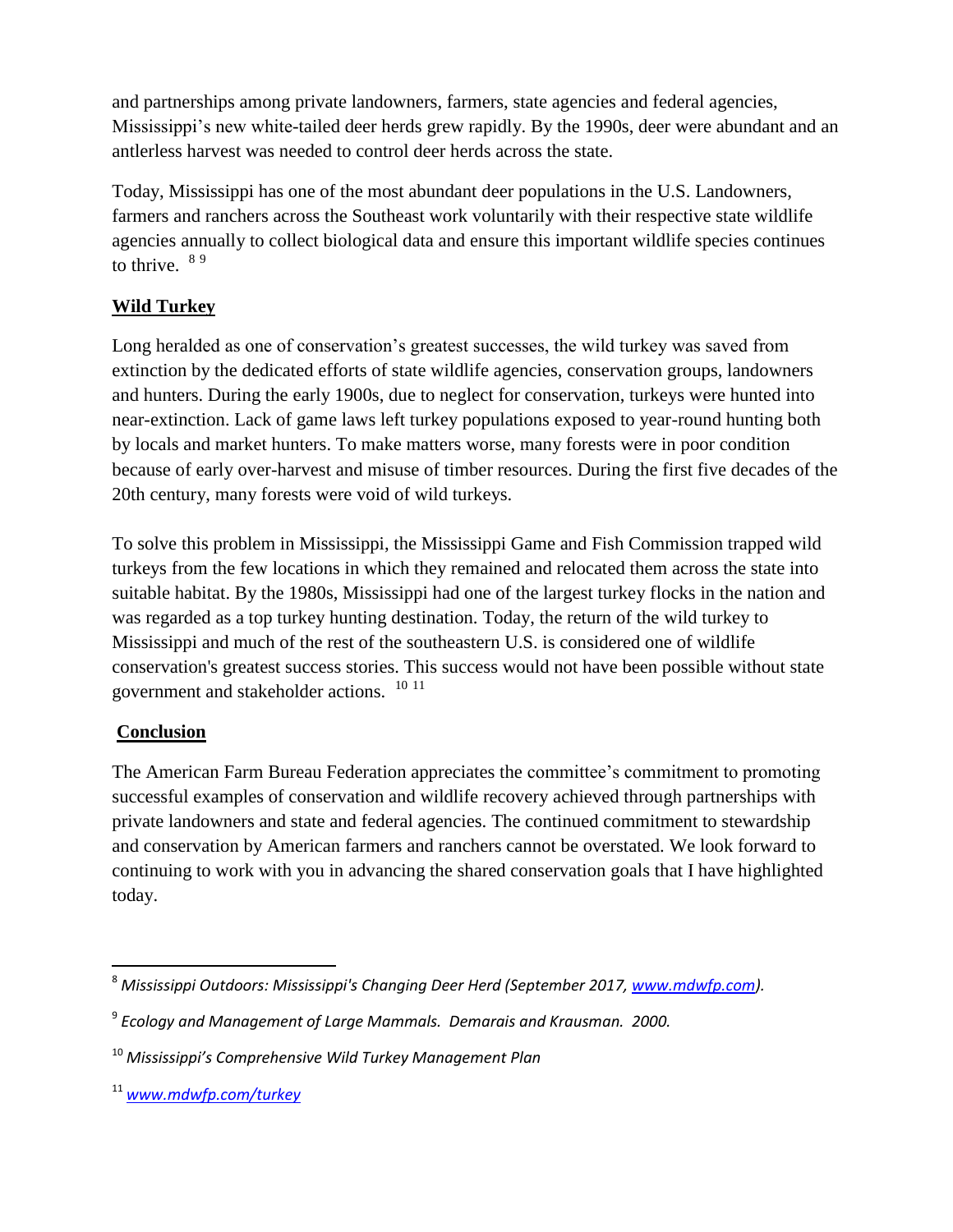and partnerships among private landowners, farmers, state agencies and federal agencies, Mississippi's new white-tailed deer herds grew rapidly. By the 1990s, deer were abundant and an antlerless harvest was needed to control deer herds across the state.

Today, Mississippi has one of the most abundant deer populations in the U.S. Landowners, farmers and ranchers across the Southeast work voluntarily with their respective state wildlife agencies annually to collect biological data and ensure this important wildlife species continues to thrive. [8] [9]

## **Wild Turkey**

Long heralded as one of conservation's greatest successes, the wild turkey was saved from extinction by the dedicated efforts of state wildlife agencies, conservation groups, landowners and hunters. During the early 1900s, due to neglect for conservation, turkeys were hunted into near-extinction. Lack of game laws left turkey populations exposed to year-round hunting both by locals and market hunters. To make matters worse, many forests were in poor condition because of early over-harvest and misuse of timber resources. During the first five decades of the 20th century, many forests were void of wild turkeys.

To solve this problem in Mississippi, the Mississippi Game and Fish Commission trapped wild turkeys from the few locations in which they remained and relocated them across the state into suitable habitat. By the 1980s, Mississippi had one of the largest turkey flocks in the nation and was regarded as a top turkey hunting destination. Today, the return of the wild turkey to Mississippi and much of the rest of the southeastern U.S. is considered one of wildlife conservation's greatest success stories. This success would not have been possible without state government and stakeholder actions. [10] [11]

## **Conclusion**

The American Farm Bureau Federation appreciates the committee's commitment to promoting successful examples of conservation and wildlife recovery achieved through partnerships with private landowners and state and federal agencies. The continued commitment to stewardship and conservation by American farmers and ranchers cannot be overstated. We look forward to continuing to work with you in advancing the shared conservation goals that I have highlighted today.

---

[8] *Mississippi Outdoors: Mississippi's Changing Deer Herd (September 2017, www.mdwfp.com).*

[9] *Ecology and Management of Large Mammals. Demarais and Krausman. 2000.*

[10] *Mississippi's Comprehensive Wild Turkey Management Plan*

[11] *www.mdwfp.com/turkey*